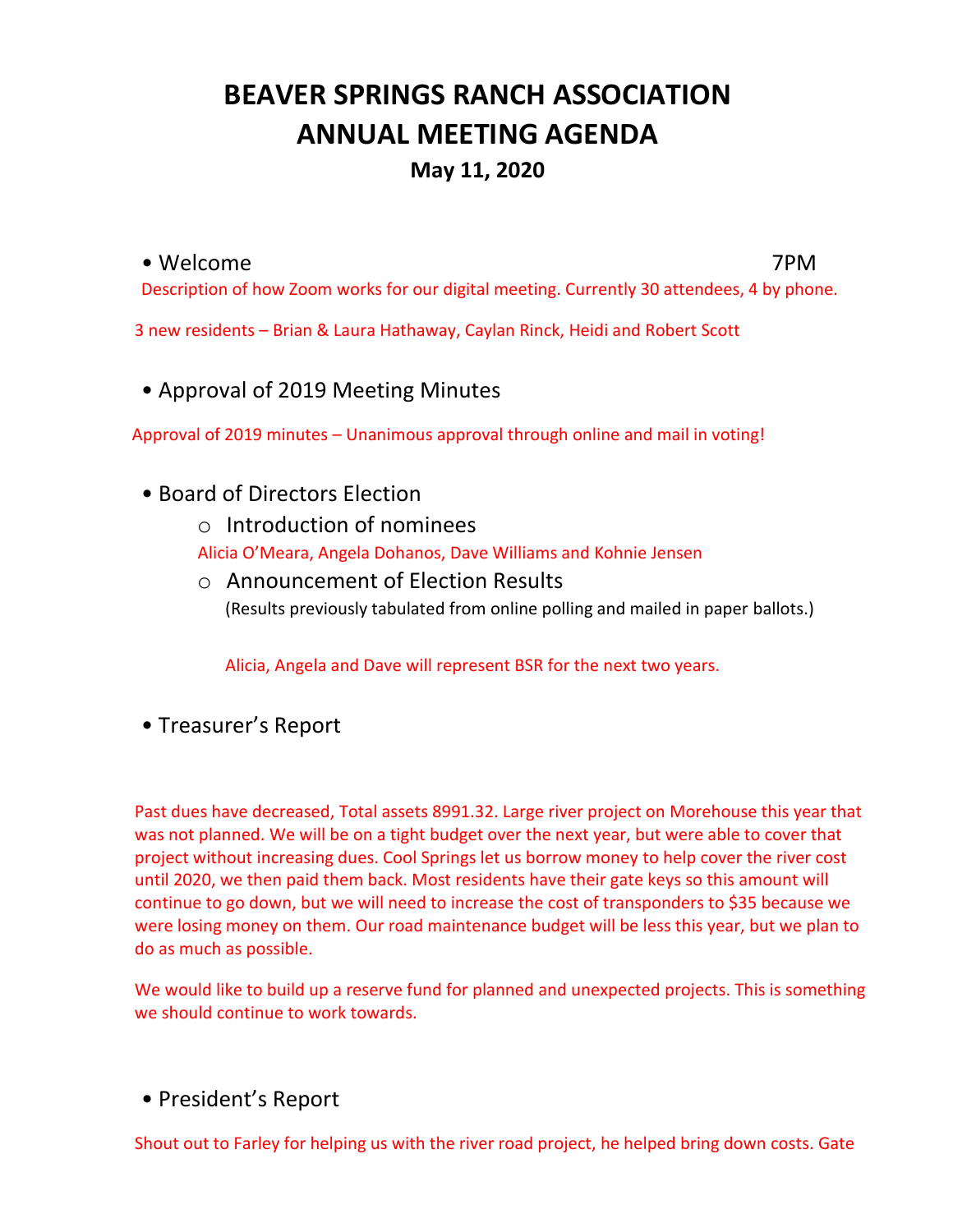# BEAVER SPRINGS RANCH ASSOCIATION
# ANNUAL MEETING AGENDA

### May 11, 2020

- Welcome 7PM

Description of how Zoom works for our digital meeting. Currently 30 attendees, 4 by phone.

3 new residents – Brian & Laura Hathaway, Caylan Rinck, Heidi and Robert Scott

- Approval of 2019 Meeting Minutes

Approval of 2019 minutes – Unanimous approval through online and mail in voting!

- Board of Directors Election
  - Introduction of nominees

    Alicia O'Meara, Angela Dohanos, Dave Williams and Kohnie Jensen

  - Announcement of Election Results

    (Results previously tabulated from online polling and mailed in paper ballots.)

    Alicia, Angela and Dave will represent BSR for the next two years.

- Treasurer's Report

Past dues have decreased, Total assets 8991.32. Large river project on Morehouse this year that was not planned. We will be on a tight budget over the next year, but were able to cover that project without increasing dues. Cool Springs let us borrow money to help cover the river cost until 2020, we then paid them back. Most residents have their gate keys so this amount will continue to go down, but we will need to increase the cost of transponders to $35 because we were losing money on them. Our road maintenance budget will be less this year, but we plan to do as much as possible.

We would like to build up a reserve fund for planned and unexpected projects. This is something we should continue to work towards.

- President's Report

Shout out to Farley for helping us with the river road project, he helped bring down costs. Gate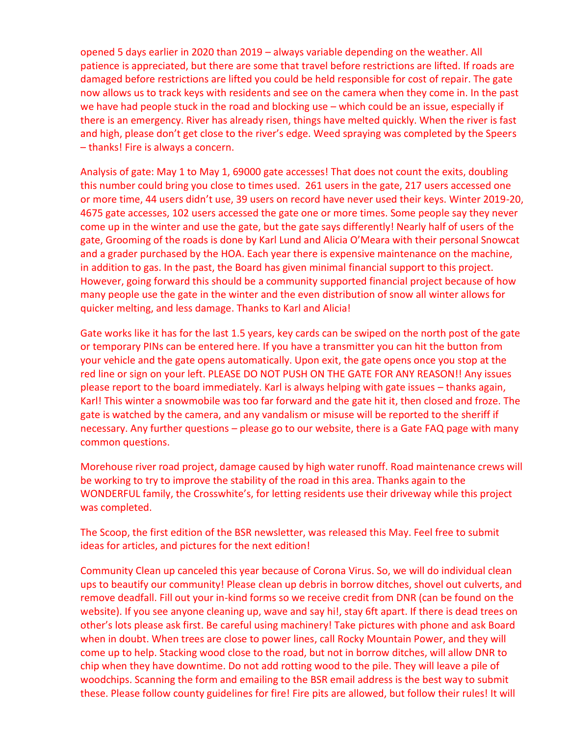opened 5 days earlier in 2020 than 2019 – always variable depending on the weather. All patience is appreciated, but there are some that travel before restrictions are lifted. If roads are damaged before restrictions are lifted you could be held responsible for cost of repair. The gate now allows us to track keys with residents and see on the camera when they come in. In the past we have had people stuck in the road and blocking use – which could be an issue, especially if there is an emergency. River has already risen, things have melted quickly. When the river is fast and high, please don't get close to the river's edge. Weed spraying was completed by the Speers – thanks! Fire is always a concern.

Analysis of gate: May 1 to May 1, 69000 gate accesses! That does not count the exits, doubling this number could bring you close to times used. 261 users in the gate, 217 users accessed one or more time, 44 users didn't use, 39 users on record have never used their keys. Winter 2019-20, 4675 gate accesses, 102 users accessed the gate one or more times. Some people say they never come up in the winter and use the gate, but the gate says differently! Nearly half of users of the gate, Grooming of the roads is done by Karl Lund and Alicia O'Meara with their personal Snowcat and a grader purchased by the HOA. Each year there is expensive maintenance on the machine, in addition to gas. In the past, the Board has given minimal financial support to this project. However, going forward this should be a community supported financial project because of how many people use the gate in the winter and the even distribution of snow all winter allows for quicker melting, and less damage. Thanks to Karl and Alicia!

Gate works like it has for the last 1.5 years, key cards can be swiped on the north post of the gate or temporary PINs can be entered here. If you have a transmitter you can hit the button from your vehicle and the gate opens automatically. Upon exit, the gate opens once you stop at the red line or sign on your left. PLEASE DO NOT PUSH ON THE GATE FOR ANY REASON!! Any issues please report to the board immediately. Karl is always helping with gate issues – thanks again, Karl! This winter a snowmobile was too far forward and the gate hit it, then closed and froze. The gate is watched by the camera, and any vandalism or misuse will be reported to the sheriff if necessary. Any further questions – please go to our website, there is a Gate FAQ page with many common questions.

Morehouse river road project, damage caused by high water runoff. Road maintenance crews will be working to try to improve the stability of the road in this area. Thanks again to the WONDERFUL family, the Crosswhite's, for letting residents use their driveway while this project was completed.

The Scoop, the first edition of the BSR newsletter, was released this May. Feel free to submit ideas for articles, and pictures for the next edition!

Community Clean up canceled this year because of Corona Virus. So, we will do individual clean ups to beautify our community! Please clean up debris in borrow ditches, shovel out culverts, and remove deadfall. Fill out your in-kind forms so we receive credit from DNR (can be found on the website). If you see anyone cleaning up, wave and say hi!, stay 6ft apart. If there is dead trees on other's lots please ask first. Be careful using machinery! Take pictures with phone and ask Board when in doubt. When trees are close to power lines, call Rocky Mountain Power, and they will come up to help. Stacking wood close to the road, but not in borrow ditches, will allow DNR to chip when they have downtime. Do not add rotting wood to the pile. They will leave a pile of woodchips. Scanning the form and emailing to the BSR email address is the best way to submit these. Please follow county guidelines for fire! Fire pits are allowed, but follow their rules! It will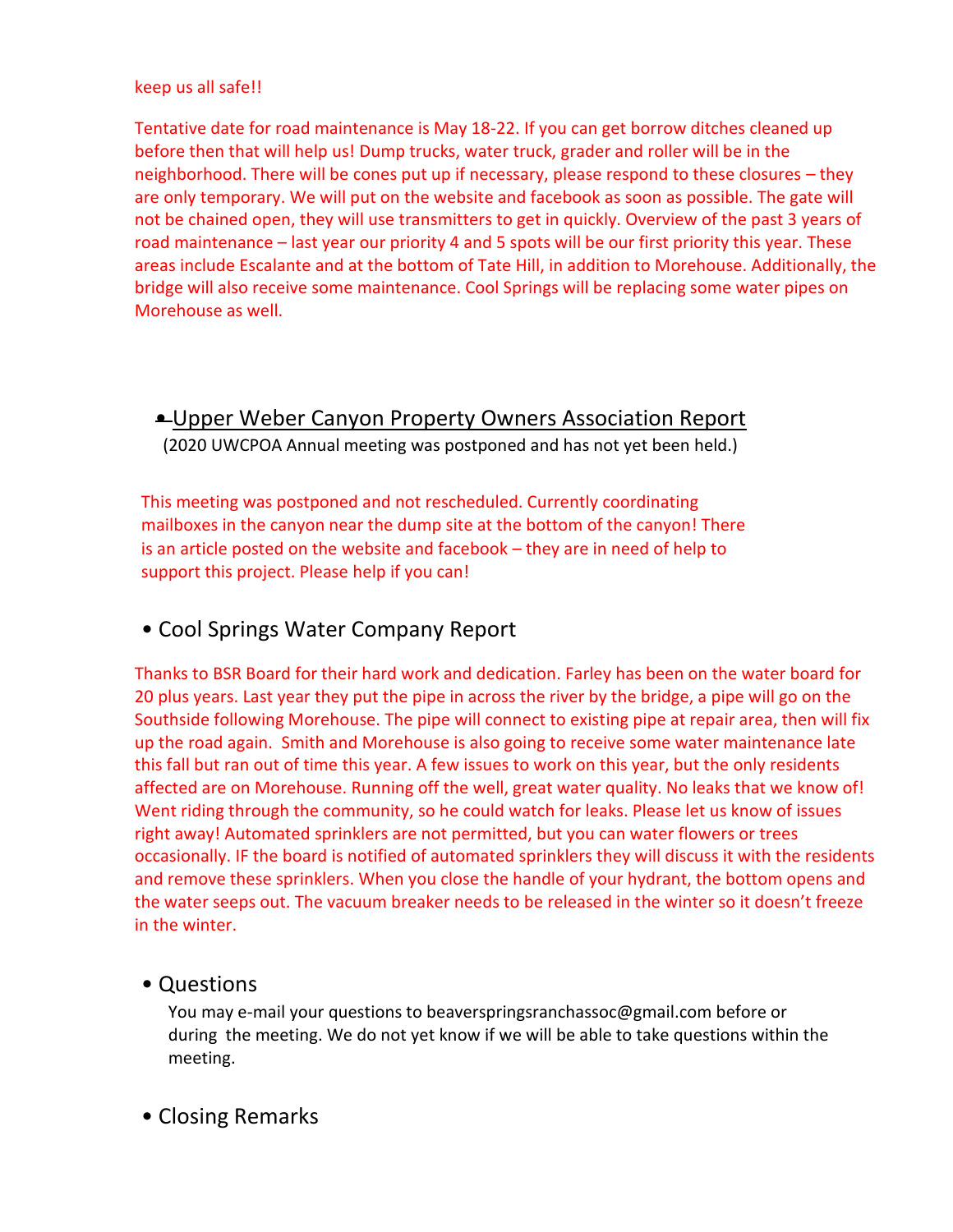keep us all safe!!

Tentative date for road maintenance is May 18-22. If you can get borrow ditches cleaned up before then that will help us! Dump trucks, water truck, grader and roller will be in the neighborhood. There will be cones put up if necessary, please respond to these closures – they are only temporary. We will put on the website and facebook as soon as possible. The gate will not be chained open, they will use transmitters to get in quickly. Overview of the past 3 years of road maintenance – last year our priority 4 and 5 spots will be our first priority this year. These areas include Escalante and at the bottom of Tate Hill, in addition to Morehouse. Additionally, the bridge will also receive some maintenance. Cool Springs will be replacing some water pipes on Morehouse as well.

- Upper Weber Canyon Property Owners Association Report

(2020 UWCPOA Annual meeting was postponed and has not yet been held.)

This meeting was postponed and not rescheduled. Currently coordinating mailboxes in the canyon near the dump site at the bottom of the canyon! There is an article posted on the website and facebook – they are in need of help to support this project. Please help if you can!

- Cool Springs Water Company Report

Thanks to BSR Board for their hard work and dedication. Farley has been on the water board for 20 plus years. Last year they put the pipe in across the river by the bridge, a pipe will go on the Southside following Morehouse. The pipe will connect to existing pipe at repair area, then will fix up the road again. Smith and Morehouse is also going to receive some water maintenance late this fall but ran out of time this year. A few issues to work on this year, but the only residents affected are on Morehouse. Running off the well, great water quality. No leaks that we know of! Went riding through the community, so he could watch for leaks. Please let us know of issues right away! Automated sprinklers are not permitted, but you can water flowers or trees occasionally. IF the board is notified of automated sprinklers they will discuss it with the residents and remove these sprinklers. When you close the handle of your hydrant, the bottom opens and the water seeps out. The vacuum breaker needs to be released in the winter so it doesn't freeze in the winter.

- Questions

You may e-mail your questions to beaverspringsranchassoc@gmail.com before or during the meeting. We do not yet know if we will be able to take questions within the meeting.

- Closing Remarks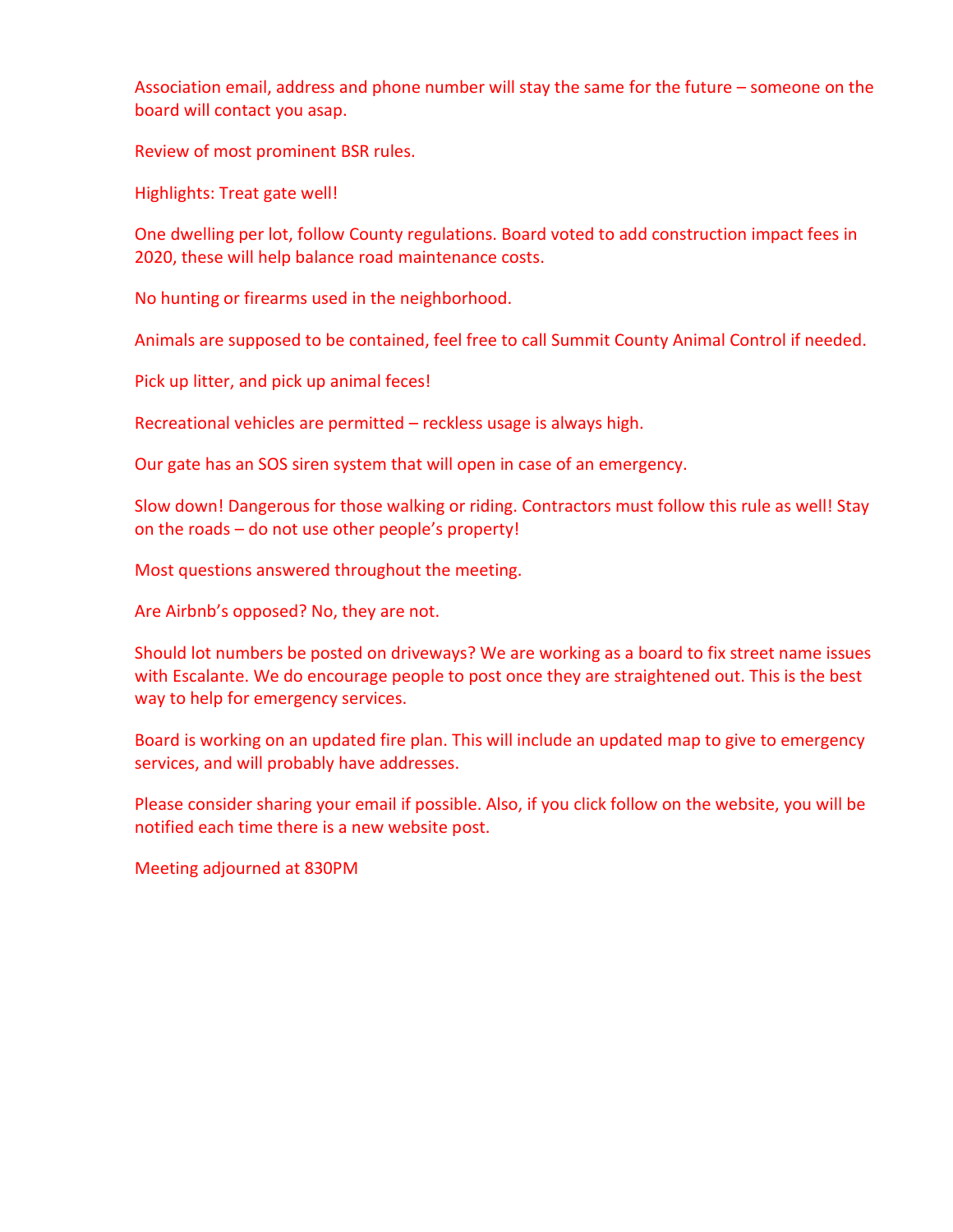Association email, address and phone number will stay the same for the future – someone on the board will contact you asap.

Review of most prominent BSR rules.

Highlights: Treat gate well!

One dwelling per lot, follow County regulations. Board voted to add construction impact fees in 2020, these will help balance road maintenance costs.

No hunting or firearms used in the neighborhood.

Animals are supposed to be contained, feel free to call Summit County Animal Control if needed.

Pick up litter, and pick up animal feces!

Recreational vehicles are permitted – reckless usage is always high.

Our gate has an SOS siren system that will open in case of an emergency.

Slow down! Dangerous for those walking or riding. Contractors must follow this rule as well! Stay on the roads – do not use other people's property!

Most questions answered throughout the meeting.

Are Airbnb's opposed? No, they are not.

Should lot numbers be posted on driveways? We are working as a board to fix street name issues with Escalante. We do encourage people to post once they are straightened out. This is the best way to help for emergency services.

Board is working on an updated fire plan. This will include an updated map to give to emergency services, and will probably have addresses.

Please consider sharing your email if possible. Also, if you click follow on the website, you will be notified each time there is a new website post.

Meeting adjourned at 830PM